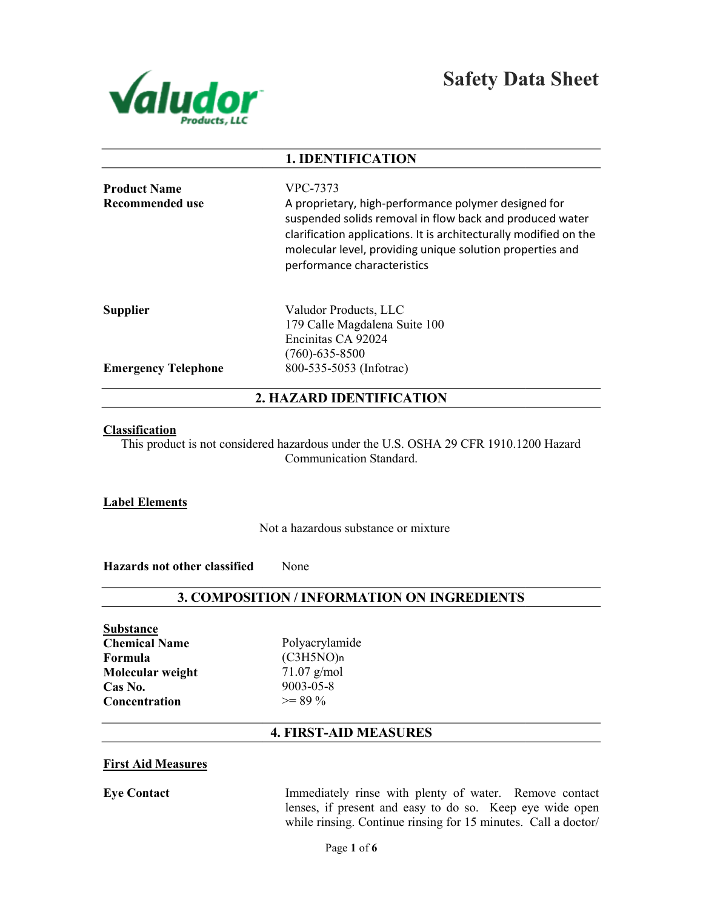# Safety Data Sheet

Valudor Products, LLC

## 1. IDENTIFICATION

**Product Name** VPC-7373

**Recommended use** A proprietary, high-performance polymer designed for suspended solids removal in flow back and produced water clarification applications. It is architecturally modified on the molecular level, providing unique solution properties and performance characteristics

**Supplier** Valudor Products, LLC
179 Calle Magdalena Suite 100
Encinitas CA 92024
(760)-635-8500

**Emergency Telephone** 800-535-5053 (Infotrac)

## 2. HAZARD IDENTIFICATION

**Classification**

This product is not considered hazardous under the U.S. OSHA 29 CFR 1910.1200 Hazard Communication Standard.

**Label Elements**

Not a hazardous substance or mixture

**Hazards not other classified** None

## 3. COMPOSITION / INFORMATION ON INGREDIENTS

**Substance**

**Chemical Name** Polyacrylamide

**Formula** $(C_3H_5NO)_n$

**Molecular weight** 71.07 g/mol

**Cas No.** 9003-05-8

**Concentration** >= 89 %

## 4. FIRST-AID MEASURES

**First Aid Measures**

**Eye Contact** Immediately rinse with plenty of water. Remove contact lenses, if present and easy to do so. Keep eye wide open while rinsing. Continue rinsing for 15 minutes. Call a doctor/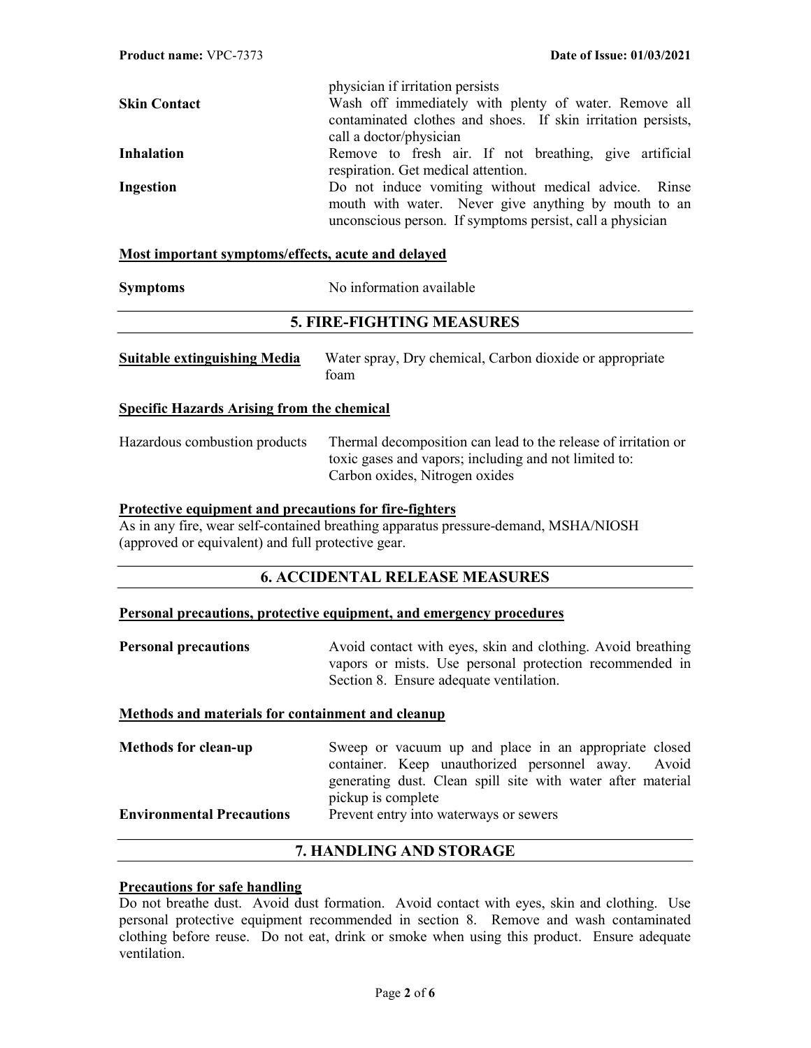| | |
|---|---|
| | physician if irritation persists |
| **Skin Contact** | Wash off immediately with plenty of water. Remove all contaminated clothes and shoes. If skin irritation persists, call a doctor/physician |
| **Inhalation** | Remove to fresh air. If not breathing, give artificial respiration. Get medical attention. |
| **Ingestion** | Do not induce vomiting without medical advice. Rinse mouth with water. Never give anything by mouth to an unconscious person. If symptoms persist, call a physician |

**Most important symptoms/effects, acute and delayed**

| | |
|---|---|
| **Symptoms** | No information available |

## 5. FIRE-FIGHTING MEASURES

| | |
|---|---|
| **Suitable extinguishing Media** | Water spray, Dry chemical, Carbon dioxide or appropriate foam |

**Specific Hazards Arising from the chemical**

| | |
|---|---|
| Hazardous combustion products | Thermal decomposition can lead to the release of irritation or toxic gases and vapors; including and not limited to: Carbon oxides, Nitrogen oxides |

**Protective equipment and precautions for fire-fighters**

As in any fire, wear self-contained breathing apparatus pressure-demand, MSHA/NIOSH (approved or equivalent) and full protective gear.

## 6. ACCIDENTAL RELEASE MEASURES

**Personal precautions, protective equipment, and emergency procedures**

| | |
|---|---|
| **Personal precautions** | Avoid contact with eyes, skin and clothing. Avoid breathing vapors or mists. Use personal protection recommended in Section 8. Ensure adequate ventilation. |

**Methods and materials for containment and cleanup**

| | |
|---|---|
| **Methods for clean-up** | Sweep or vacuum up and place in an appropriate closed container. Keep unauthorized personnel away. Avoid generating dust. Clean spill site with water after material pickup is complete |
| **Environmental Precautions** | Prevent entry into waterways or sewers |

## 7. HANDLING AND STORAGE

**Precautions for safe handling**

Do not breathe dust. Avoid dust formation. Avoid contact with eyes, skin and clothing. Use personal protective equipment recommended in section 8. Remove and wash contaminated clothing before reuse. Do not eat, drink or smoke when using this product. Ensure adequate ventilation.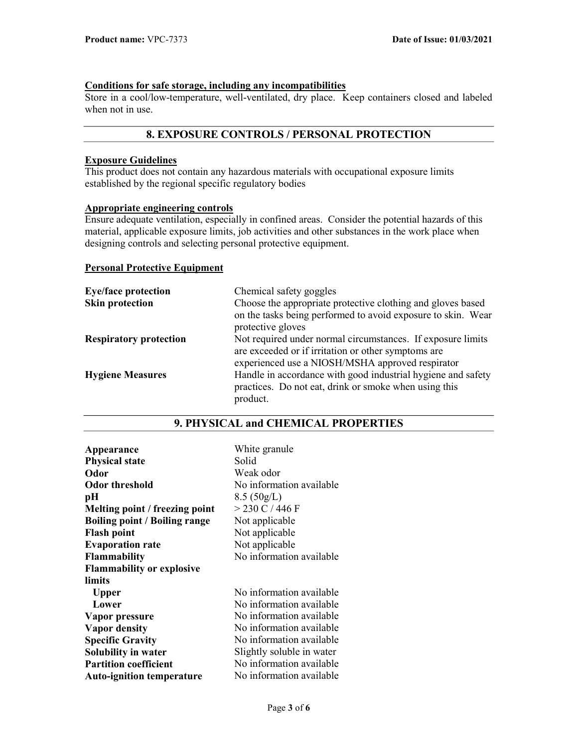**Conditions for safe storage, including any incompatibilities**

Store in a cool/low-temperature, well-ventilated, dry place. Keep containers closed and labeled when not in use.

## 8. EXPOSURE CONTROLS / PERSONAL PROTECTION

**Exposure Guidelines**

This product does not contain any hazardous materials with occupational exposure limits established by the regional specific regulatory bodies

**Appropriate engineering controls**

Ensure adequate ventilation, especially in confined areas. Consider the potential hazards of this material, applicable exposure limits, job activities and other substances in the work place when designing controls and selecting personal protective equipment.

**Personal Protective Equipment**

| | |
|---|---|
| **Eye/face protection** | Chemical safety goggles |
| **Skin protection** | Choose the appropriate protective clothing and gloves based on the tasks being performed to avoid exposure to skin. Wear protective gloves |
| **Respiratory protection** | Not required under normal circumstances. If exposure limits are exceeded or if irritation or other symptoms are experienced use a NIOSH/MSHA approved respirator |
| **Hygiene Measures** | Handle in accordance with good industrial hygiene and safety practices. Do not eat, drink or smoke when using this product. |

## 9. PHYSICAL and CHEMICAL PROPERTIES

| | |
|---|---|
| **Appearance** | White granule |
| **Physical state** | Solid |
| **Odor** | Weak odor |
| **Odor threshold** | No information available |
| **pH** | 8.5 (50g/L) |
| **Melting point / freezing point** | > 230 C / 446 F |
| **Boiling point / Boiling range** | Not applicable |
| **Flash point** | Not applicable |
| **Evaporation rate** | Not applicable |
| **Flammability** | No information available |
| **Flammability or explosive limits** | |
| **Upper** | No information available |
| **Lower** | No information available |
| **Vapor pressure** | No information available |
| **Vapor density** | No information available |
| **Specific Gravity** | No information available |
| **Solubility in water** | Slightly soluble in water |
| **Partition coefficient** | No information available |
| **Auto-ignition temperature** | No information available |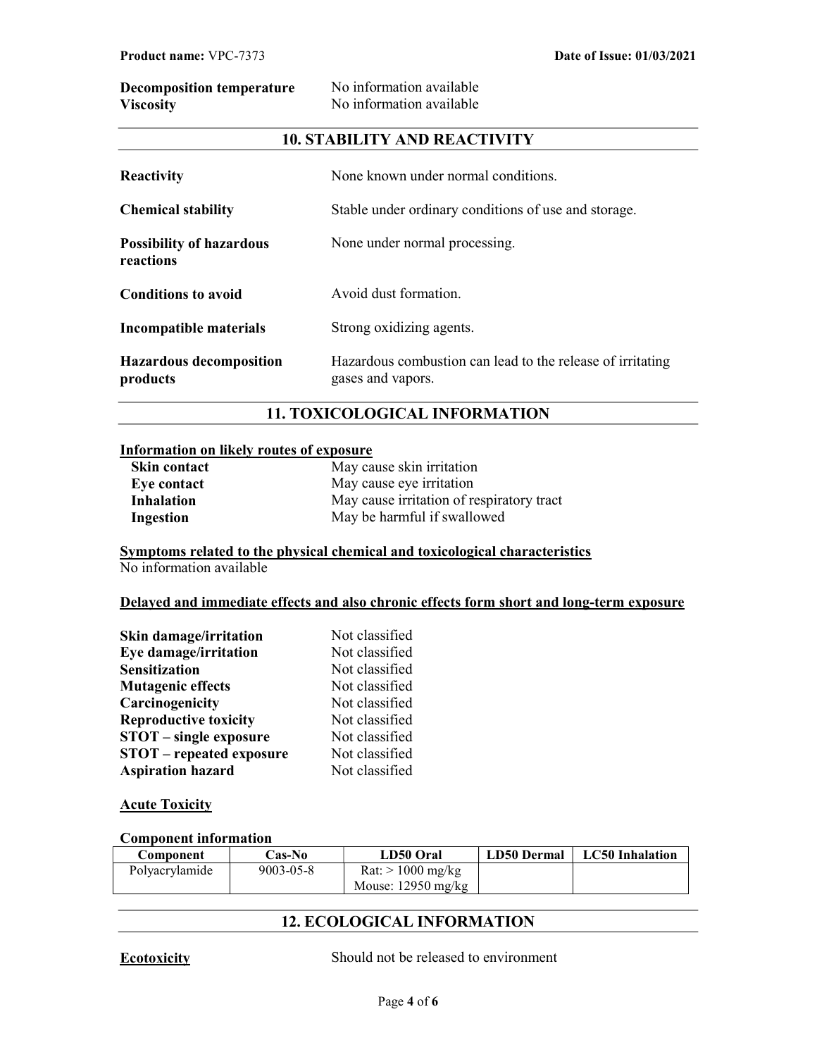**Decomposition temperature** No information available
**Viscosity** No information available

## 10. STABILITY AND REACTIVITY

**Reactivity** None known under normal conditions.

**Chemical stability** Stable under ordinary conditions of use and storage.

**Possibility of hazardous reactions** None under normal processing.

**Conditions to avoid** Avoid dust formation.

**Incompatible materials** Strong oxidizing agents.

**Hazardous decomposition products** Hazardous combustion can lead to the release of irritating gases and vapors.

## 11. TOXICOLOGICAL INFORMATION

**Information on likely routes of exposure**

**Skin contact** May cause skin irritation
**Eye contact** May cause eye irritation
**Inhalation** May cause irritation of respiratory tract
**Ingestion** May be harmful if swallowed

**Symptoms related to the physical chemical and toxicological characteristics**
No information available

**Delayed and immediate effects and also chronic effects form short and long-term exposure**

**Skin damage/irritation** Not classified
**Eye damage/irritation** Not classified
**Sensitization** Not classified
**Mutagenic effects** Not classified
**Carcinogenicity** Not classified
**Reproductive toxicity** Not classified
**STOT – single exposure** Not classified
**STOT – repeated exposure** Not classified
**Aspiration hazard** Not classified

**Acute Toxicity**

**Component information**

| Component | Cas-No | LD50 Oral | LD50 Dermal | LC50 Inhalation |
|---|---|---|---|---|
| Polyacrylamide | 9003-05-8 | Rat: > 1000 mg/kg<br>Mouse: 12950 mg/kg | | |

## 12. ECOLOGICAL INFORMATION

**Ecotoxicity** Should not be released to environment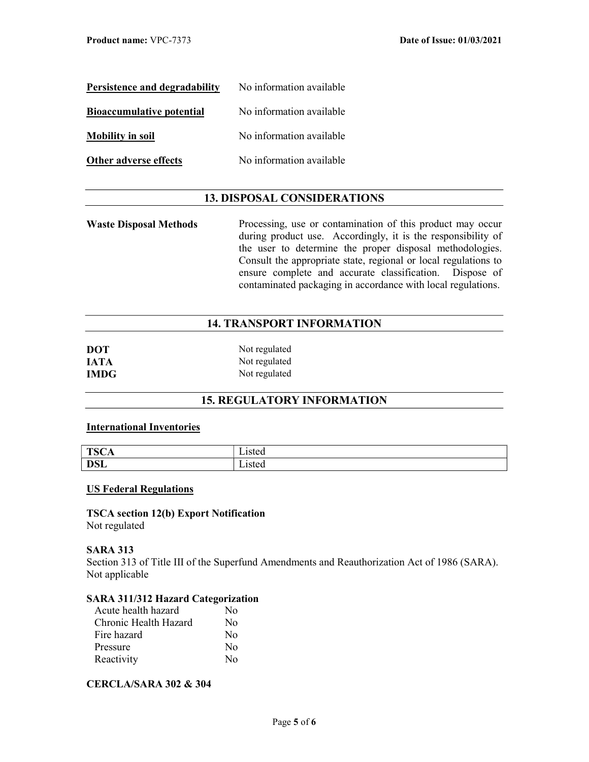| | |
|---|---|
| **Persistence and degradability** | No information available |
| **Bioaccumulative potential** | No information available |
| **Mobility in soil** | No information available |
| **Other adverse effects** | No information available |

## 13. DISPOSAL CONSIDERATIONS

**Waste Disposal Methods**

Processing, use or contamination of this product may occur during product use. Accordingly, it is the responsibility of the user to determine the proper disposal methodologies. Consult the appropriate state, regional or local regulations to ensure complete and accurate classification. Dispose of contaminated packaging in accordance with local regulations.

## 14. TRANSPORT INFORMATION

| | |
|---|---|
| **DOT** | Not regulated |
| **IATA** | Not regulated |
| **IMDG** | Not regulated |

## 15. REGULATORY INFORMATION

**International Inventories**

| | |
|---|---|
| **TSCA** | Listed |
| **DSL** | Listed |

**US Federal Regulations**

**TSCA section 12(b) Export Notification**
Not regulated

**SARA 313**
Section 313 of Title III of the Superfund Amendments and Reauthorization Act of 1986 (SARA). Not applicable

**SARA 311/312 Hazard Categorization**

| | |
|---|---|
| Acute health hazard | No |
| Chronic Health Hazard | No |
| Fire hazard | No |
| Pressure | No |
| Reactivity | No |

**CERCLA/SARA 302 & 304**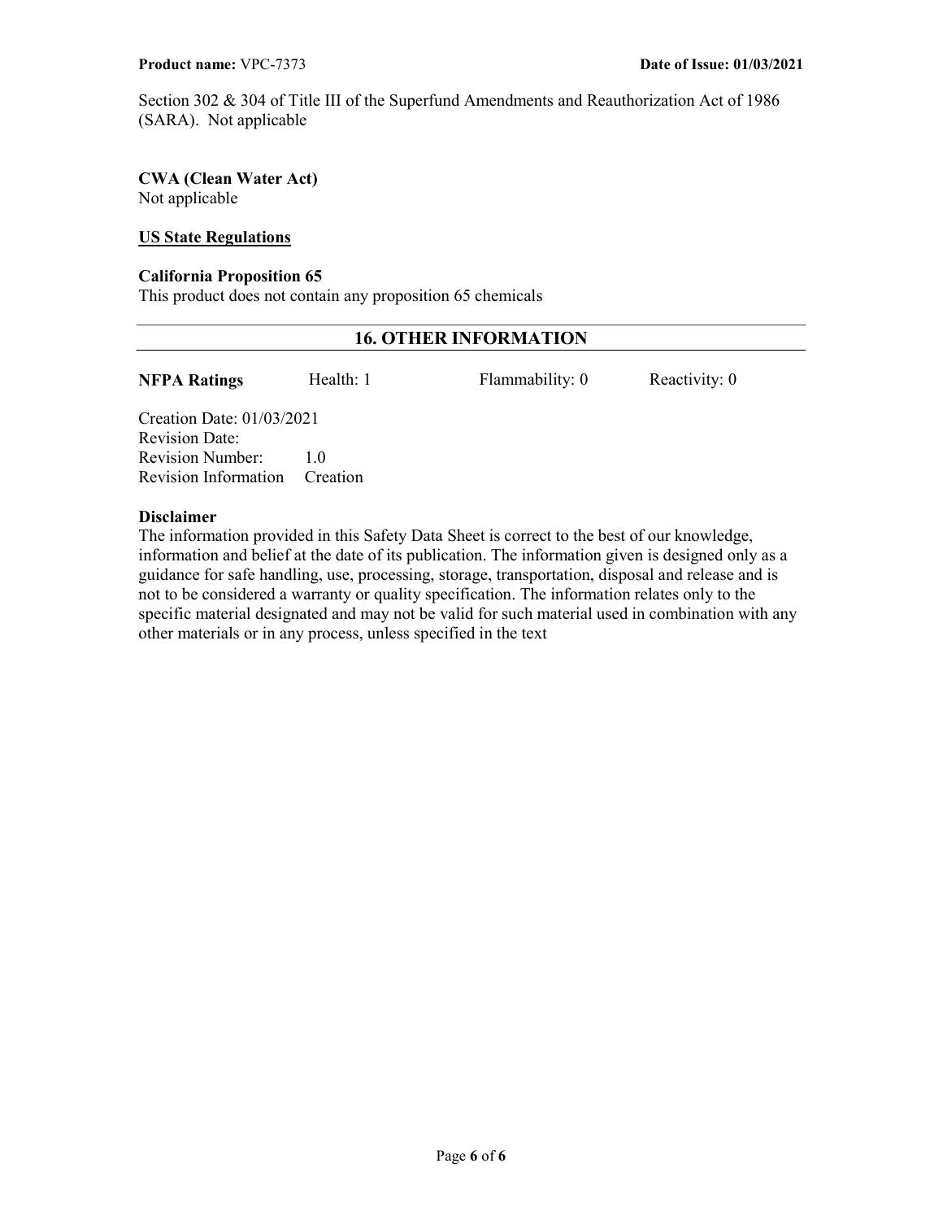Section 302 & 304 of Title III of the Superfund Amendments and Reauthorization Act of 1986 (SARA). Not applicable

**CWA (Clean Water Act)**
Not applicable

**US State Regulations**

**California Proposition 65**
This product does not contain any proposition 65 chemicals

## 16. OTHER INFORMATION

**NFPA Ratings** Health: 1 Flammability: 0 Reactivity: 0

Creation Date: 01/03/2021
Revision Date:
Revision Number: 1.0
Revision Information Creation

**Disclaimer**
The information provided in this Safety Data Sheet is correct to the best of our knowledge, information and belief at the date of its publication. The information given is designed only as a guidance for safe handling, use, processing, storage, transportation, disposal and release and is not to be considered a warranty or quality specification. The information relates only to the specific material designated and may not be valid for such material used in combination with any other materials or in any process, unless specified in the text